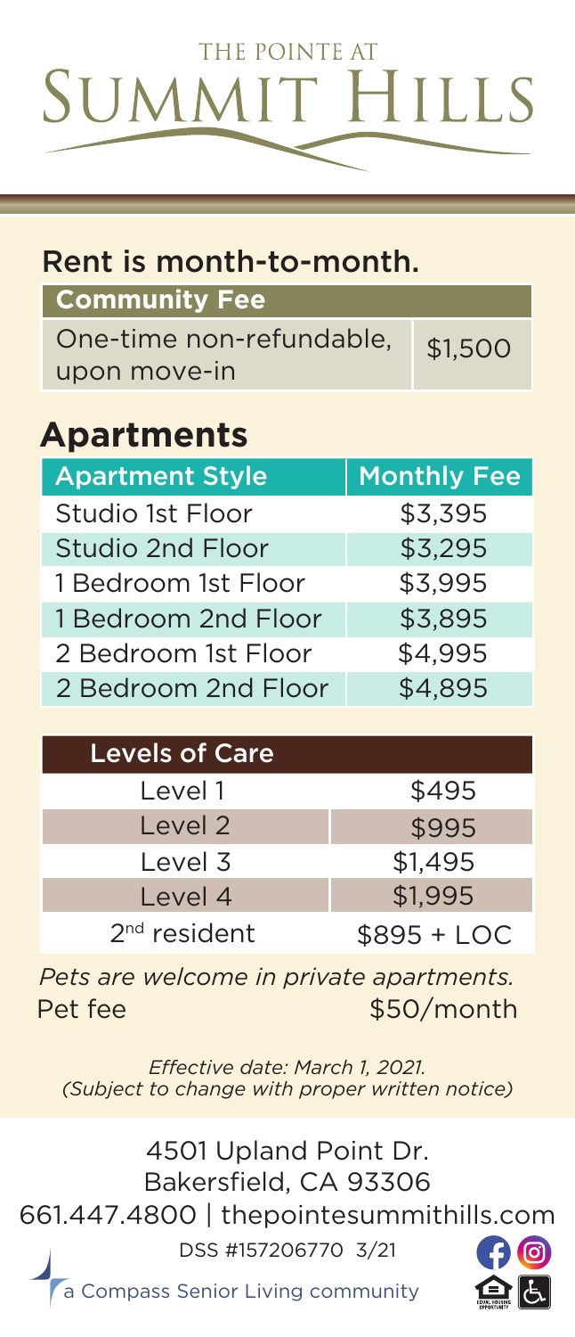# THE POINTE AT SUMMIT HILLS

## Rent is month-to-month.

| Community Fee | |
|---|---|
| One-time non-refundable, upon move-in | $1,500 |

## Apartments

| Apartment Style | Monthly Fee |
|---|---|
| Studio 1st Floor | $3,395 |
| Studio 2nd Floor | $3,295 |
| 1 Bedroom 1st Floor | $3,995 |
| 1 Bedroom 2nd Floor | $3,895 |
| 2 Bedroom 1st Floor | $4,995 |
| 2 Bedroom 2nd Floor | $4,895 |

| Levels of Care | |
|---|---|
| Level 1 | $495 |
| Level 2 | $995 |
| Level 3 | $1,495 |
| Level 4 | $1,995 |
| $2^{nd}$ resident | $895 + LOC |

*Pets are welcome in private apartments.*

Pet fee $50/month

*Effective date: March 1, 2021.*
*(Subject to change with proper written notice)*

4501 Upland Point Dr.
Bakersfield, CA 93306
661.447.4800 | thepointesummithills.com
DSS #157206770 3/21

a Compass Senior Living community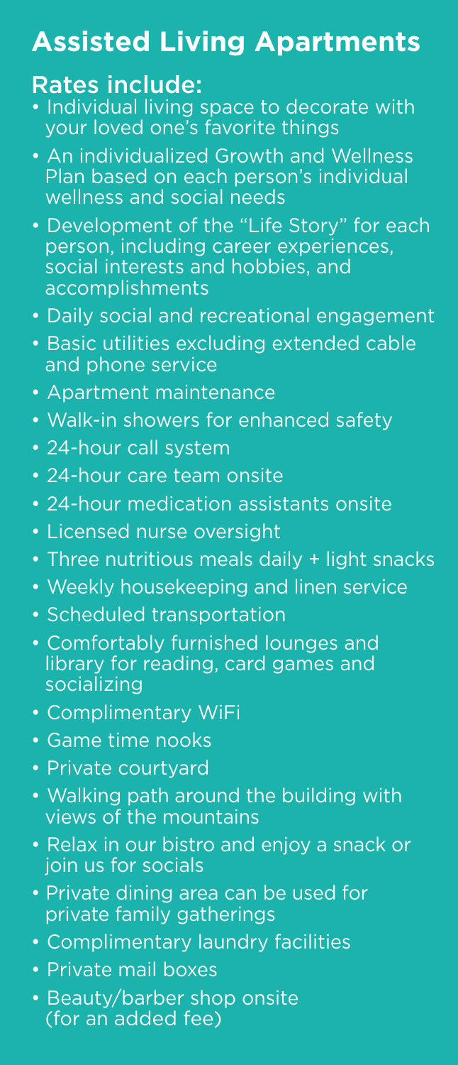# Assisted Living Apartments

## Rates include:

- Individual living space to decorate with your loved one's favorite things
- An individualized Growth and Wellness Plan based on each person's individual wellness and social needs
- Development of the "Life Story" for each person, including career experiences, social interests and hobbies, and accomplishments
- Daily social and recreational engagement
- Basic utilities excluding extended cable and phone service
- Apartment maintenance
- Walk-in showers for enhanced safety
- 24-hour call system
- 24-hour care team onsite
- 24-hour medication assistants onsite
- Licensed nurse oversight
- Three nutritious meals daily + light snacks
- Weekly housekeeping and linen service
- Scheduled transportation
- Comfortably furnished lounges and library for reading, card games and socializing
- Complimentary WiFi
- Game time nooks
- Private courtyard
- Walking path around the building with views of the mountains
- Relax in our bistro and enjoy a snack or join us for socials
- Private dining area can be used for private family gatherings
- Complimentary laundry facilities
- Private mail boxes
- Beauty/barber shop onsite (for an added fee)